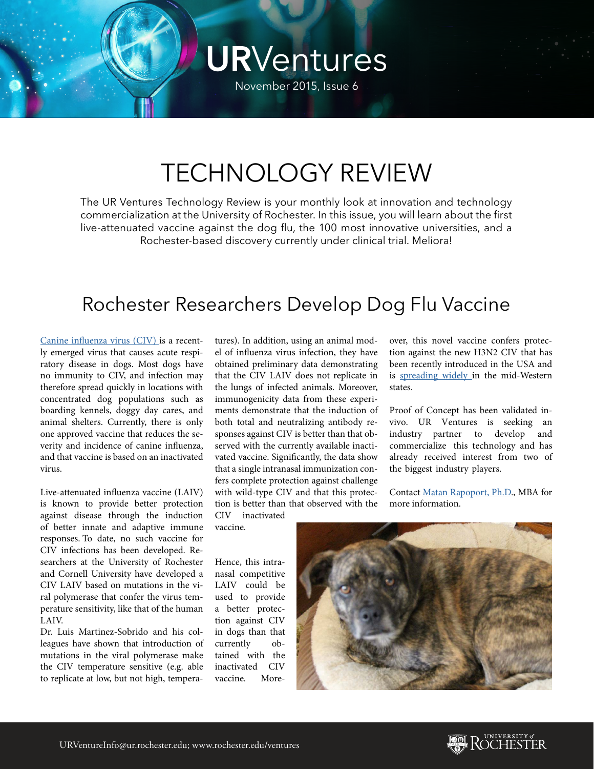# URVentures

November 2015, Issue 6

# TECHNOLOGY REVIEW

The UR Ventures Technology Review is your monthly look at innovation and technology commercialization at the University of Rochester. In this issue, you will learn about the first live-attenuated vaccine against the dog flu, the 100 most innovative universities, and a Rochester-based discovery currently under clinical trial. Meliora!

## Rochester Researchers Develop Dog Flu Vaccine

Canine influenza virus (CIV) is a recently emerged virus that causes acute respiratory disease in dogs. Most dogs have no immunity to CIV, and infection may therefore spread quickly in locations with concentrated dog populations such as boarding kennels, doggy day cares, and animal shelters. Currently, there is only one approved vaccine that reduces the severity and incidence of canine influenza, and that vaccine is based on an inactivated virus.

Live-attenuated influenza vaccine (LAIV) is known to provide better protection against disease through the induction of better innate and adaptive immune responses. To date, no such vaccine for CIV infections has been developed. Researchers at the University of Rochester and Cornell University have developed a CIV LAIV based on mutations in the viral polymerase that confer the virus temperature sensitivity, like that of the human LAIV.

Dr. Luis Martinez-Sobrido and his colleagues have shown that introduction of mutations in the viral polymerase make the CIV temperature sensitive (e.g. able to replicate at low, but not high, temperatures). In addition, using an animal model of influenza virus infection, they have obtained preliminary data demonstrating that the CIV LAIV does not replicate in the lungs of infected animals. Moreover, immunogenicity data from these experiments demonstrate that the induction of both total and neutralizing antibody responses against CIV is better than that observed with the currently available inactivated vaccine. Significantly, the data show that a single intranasal immunization confers complete protection against challenge with wild-type CIV and that this protection is better than that observed with the CIV inactivated vaccine.

Hence, this intranasal competitive LAIV could be used to provide a better protection against CIV in dogs than that currently obtained with the inactivated CIV vaccine. Moreover, this novel vaccine confers protection against the new H3N2 CIV that has been recently introduced in the USA and is spreading widely in the mid-Western states.

Proof of Concept has been validated in-vivo. UR Ventures is seeking an industry partner to develop and commercialize this technology and has already received interest from two of the biggest industry players.

Contact Matan Rapoport, Ph.D., MBA for more information.

URVentureInfo@ur.rochester.edu; www.rochester.edu/ventures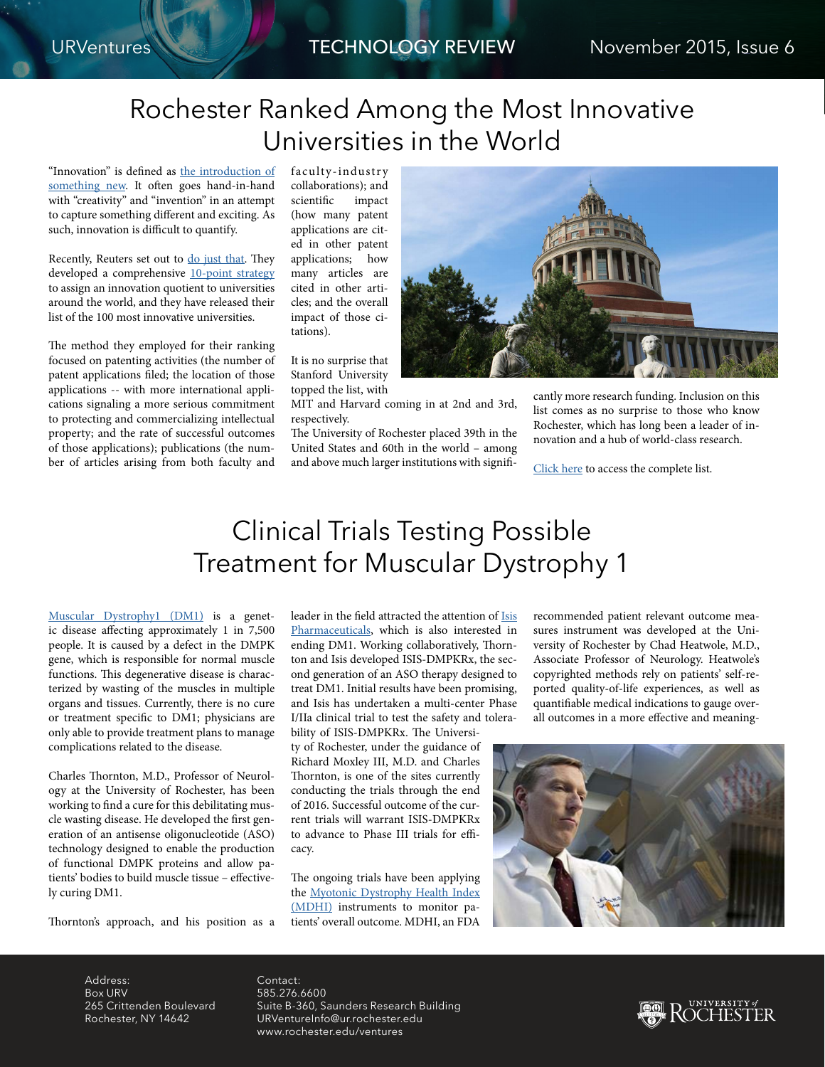# Rochester Ranked Among the Most Innovative Universities in the World

"Innovation" is defined as the introduction of something new. It often goes hand-in-hand with "creativity" and "invention" in an attempt to capture something different and exciting. As such, innovation is difficult to quantify.

Recently, Reuters set out to do just that. They developed a comprehensive 10-point strategy to assign an innovation quotient to universities around the world, and they have released their list of the 100 most innovative universities.

The method they employed for their ranking focused on patenting activities (the number of patent applications filed; the location of those applications -- with more international applications signaling a more serious commitment to protecting and commercializing intellectual property; and the rate of successful outcomes of those applications); publications (the number of articles arising from both faculty and faculty-industry collaborations); and scientific impact (how many patent applications are cited in other patent applications; how many articles are cited in other articles; and the overall impact of those citations).

It is no surprise that Stanford University topped the list, with MIT and Harvard coming in at 2nd and 3rd, respectively.

The University of Rochester placed 39th in the United States and 60th in the world – among and above much larger institutions with significantly more research funding. Inclusion on this list comes as no surprise to those who know Rochester, which has long been a leader of innovation and a hub of world-class research.

Click here to access the complete list.

# Clinical Trials Testing Possible Treatment for Muscular Dystrophy 1

Muscular Dystrophy1 (DM1) is a genetic disease affecting approximately 1 in 7,500 people. It is caused by a defect in the DMPK gene, which is responsible for normal muscle functions. This degenerative disease is characterized by wasting of the muscles in multiple organs and tissues. Currently, there is no cure or treatment specific to DM1; physicians are only able to provide treatment plans to manage complications related to the disease.

Charles Thornton, M.D., Professor of Neurology at the University of Rochester, has been working to find a cure for this debilitating muscle wasting disease. He developed the first generation of an antisense oligonucleotide (ASO) technology designed to enable the production of functional DMPK proteins and allow patients' bodies to build muscle tissue – effectively curing DM1.

Thornton's approach, and his position as a leader in the field attracted the attention of Isis Pharmaceuticals, which is also interested in ending DM1. Working collaboratively, Thornton and Isis developed ISIS-DMPKRx, the second generation of an ASO therapy designed to treat DM1. Initial results have been promising, and Isis has undertaken a multi-center Phase I/IIa clinical trial to test the safety and tolerability of ISIS-DMPKRx. The University of Rochester, under the guidance of Richard Moxley III, M.D. and Charles Thornton, is one of the sites currently conducting the trials through the end of 2016. Successful outcome of the current trials will warrant ISIS-DMPKRx to advance to Phase III trials for efficacy.

The ongoing trials have been applying the Myotonic Dystrophy Health Index (MDHI) instruments to monitor patients' overall outcome. MDHI, an FDA recommended patient relevant outcome measures instrument was developed at the University of Rochester by Chad Heatwole, M.D., Associate Professor of Neurology. Heatwole's copyrighted methods rely on patients' self-reported quality-of-life experiences, as well as quantifiable medical indications to gauge overall outcomes in a more effective and meaning-

Address:
Box URV
265 Crittenden Boulevard
Rochester, NY 14642

Contact:
585.276.6600
Suite B-360, Saunders Research Building
URVentureInfo@ur.rochester.edu
www.rochester.edu/ventures